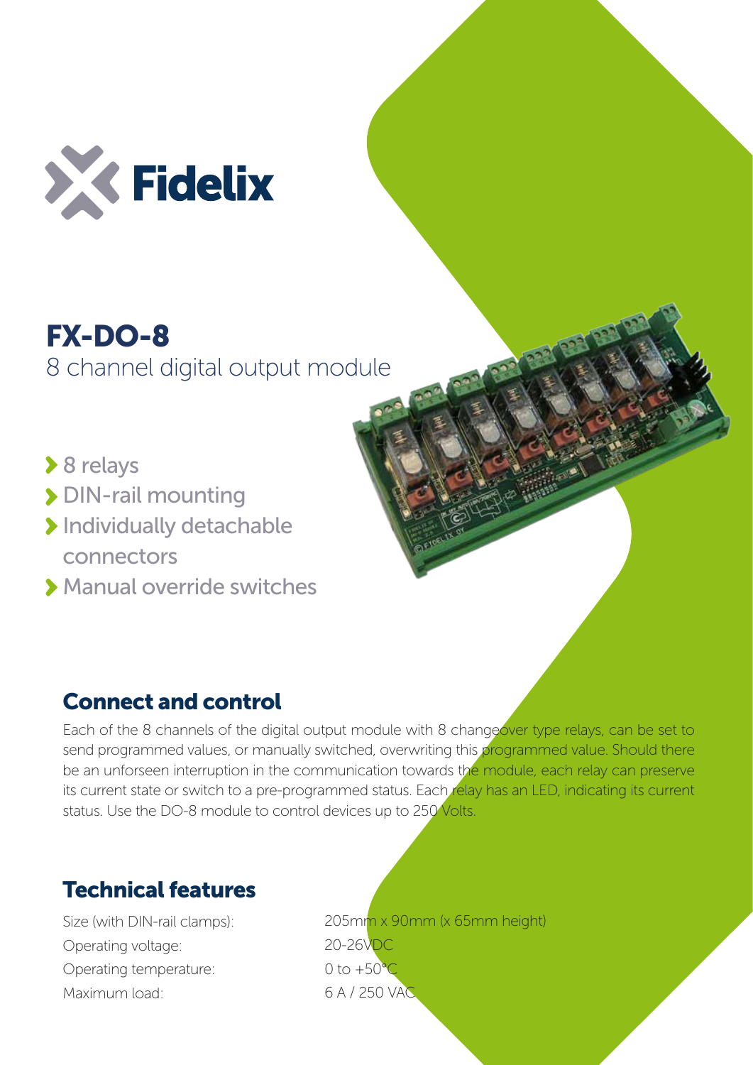# FX-DO-8

8 channel digital output module

- 8 relays
- DIN-rail mounting
- Individually detachable connectors
- Manual override switches

## Connect and control

Each of the 8 channels of the digital output module with 8 changeover type relays, can be set to send programmed values, or manually switched, overwriting this programmed value. Should there be an unforseen interruption in the communication towards the module, each relay can preserve its current state or switch to a pre-programmed status. Each relay has an LED, indicating its current status. Use the DO-8 module to control devices up to 250 Volts.

## Technical features

| | |
|---|---|
| Size (with DIN-rail clamps): | 205mm x 90mm (x 65mm height) |
| Operating voltage: | 20-26VDC |
| Operating temperature: | 0 to +50°C |
| Maximum load: | 6 A / 250 VAC |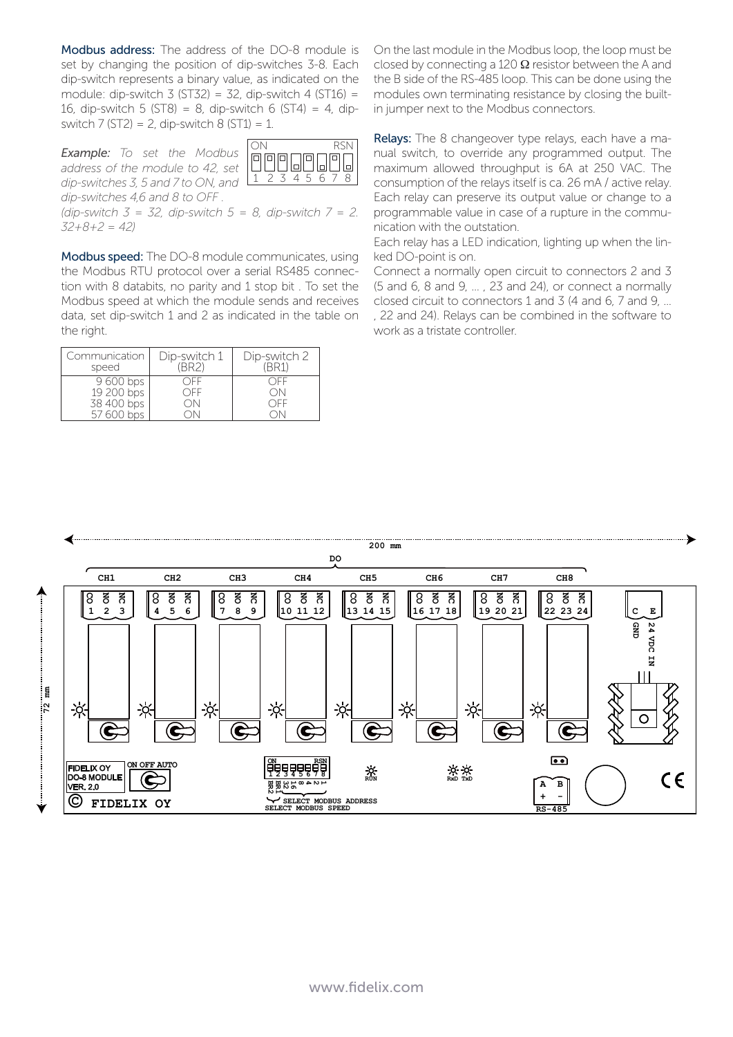**Modbus address:** The address of the DO-8 module is set by changing the position of dip-switches 3-8. Each dip-switch represents a binary value, as indicated on the module: dip-switch 3 (ST32) = 32, dip-switch 4 (ST16) = 16, dip-switch 5 (ST8) = 8, dip-switch 6 (ST4) = 4, dip-switch 7 (ST2) = 2, dip-switch 8 (ST1) = 1.

***Example:*** *To set the Modbus address of the module to 42, set dip-switches 3, 5 and 7 to ON, and dip-switches 4,6 and 8 to OFF .*
*(dip-switch 3 = 32, dip-switch 5 = 8, dip-switch 7 = 2. 32+8+2 = 42)*

ON RSN
1 2 3 4 5 6 7 8

**Modbus speed:** The DO-8 module communicates, using the Modbus RTU protocol over a serial RS485 connection with 8 databits, no parity and 1 stop bit . To set the Modbus speed at which the module sends and receives data, set dip-switch 1 and 2 as indicated in the table on the right.

| Communication speed | Dip-switch 1 (BR2) | Dip-switch 2 (BR1) |
|---|---|---|
| 9 600 bps | OFF | OFF |
| 19 200 bps | OFF | ON |
| 38 400 bps | ON | OFF |
| 57 600 bps | ON | ON |

On the last module in the Modbus loop, the loop must be closed by connecting a 120 Ω resistor between the A and the B side of the RS-485 loop. This can be done using the modules own terminating resistance by closing the built-in jumper next to the Modbus connectors.

**Relays:** The 8 changeover type relays, each have a manual switch, to override any programmed output. The maximum allowed throughput is 6A at 250 VAC. The consumption of the relays itself is ca. 26 mA / active relay. Each relay can preserve its output value or change to a programmable value in case of a rupture in the communication with the outstation.

Each relay has a LED indication, lighting up when the linked DO-point is on.

Connect a normally open circuit to connectors 2 and 3 (5 and 6, 8 and 9, ... , 23 and 24), or connect a normally closed circuit to connectors 1 and 3 (4 and 6, 7 and 9, ... , 22 and 24). Relays can be combined in the software to work as a tristate controller.

200 mm
DO
CH1 CH2 CH3 CH4 CH5 CH6 CH7 CH8
CO NO NC
1 2 3 4 5 6 7 8 9 10 11 12 13 14 15 16 17 18 19 20 21 22 23 24
C E
GND 24 VDC IN
72 mm
FIDELIX OY
DO-8 MODULE
VER. 2.0
© FIDELIX OY
ON OFF AUTO
ON RSN
1 2 3 4 5 6 7 8
BR2 BR1 32 16 8 4 2 1
SELECT MODBUS ADDRESS
SELECT MODBUS SPEED
RUN
RxD TxD
A B
\+ −
RS-485

www.fidelix.com